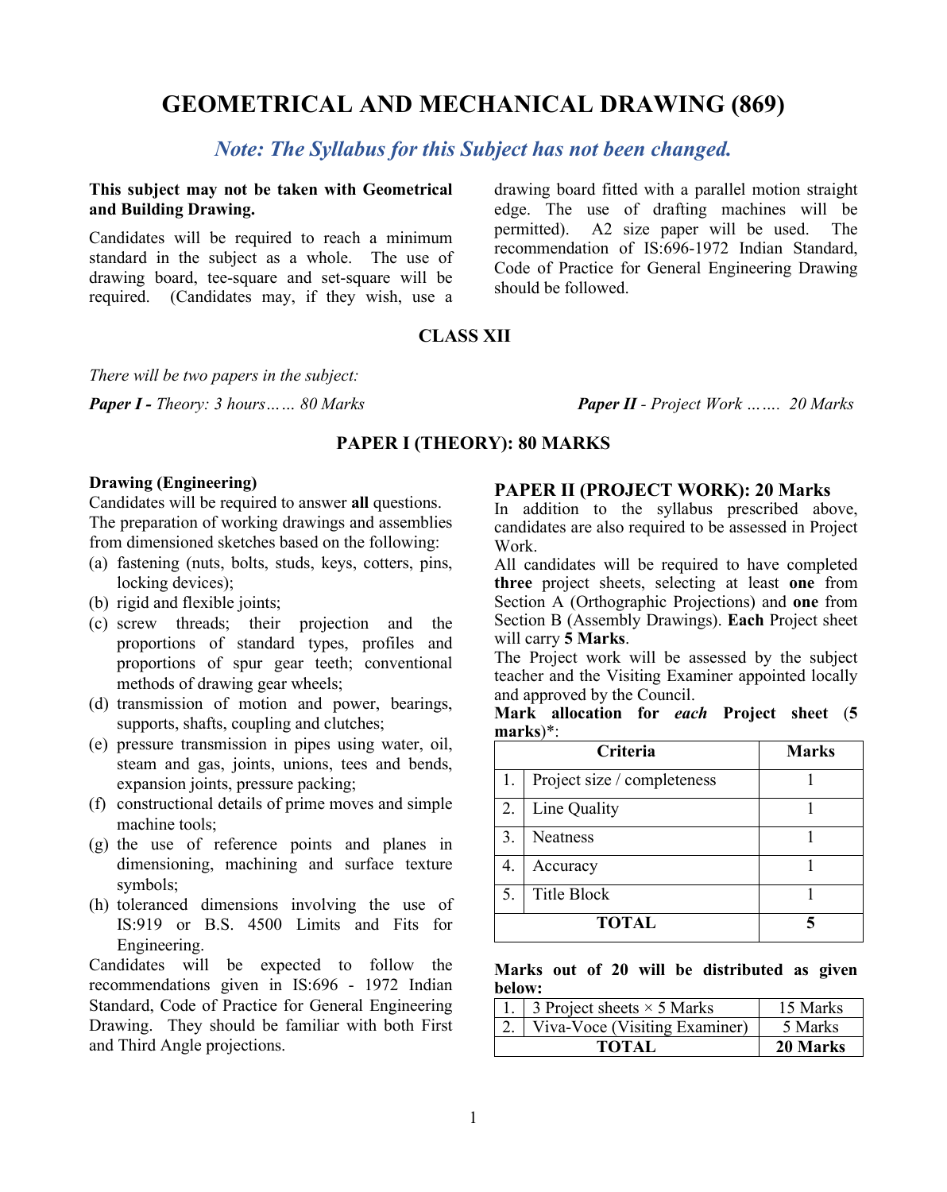# GEOMETRICAL AND MECHANICAL DRAWING (869)

*Note: The Syllabus for this Subject has not been changed.*

**This subject may not be taken with Geometrical and Building Drawing.**

Candidates will be required to reach a minimum standard in the subject as a whole. The use of drawing board, tee-square and set-square will be required. (Candidates may, if they wish, use a drawing board fitted with a parallel motion straight edge. The use of drafting machines will be permitted). A2 size paper will be used. The recommendation of IS:696-1972 Indian Standard, Code of Practice for General Engineering Drawing should be followed.

## CLASS XII

*There will be two papers in the subject:*

***Paper I** - Theory: 3 hours…… 80 Marks*

***Paper II** - Project Work ……. 20 Marks*

## PAPER I (THEORY): 80 MARKS

**Drawing (Engineering)**

Candidates will be required to answer **all** questions.

The preparation of working drawings and assemblies from dimensioned sketches based on the following:

(a) fastening (nuts, bolts, studs, keys, cotters, pins, locking devices);

(b) rigid and flexible joints;

(c) screw threads; their projection and the proportions of standard types, profiles and proportions of spur gear teeth; conventional methods of drawing gear wheels;

(d) transmission of motion and power, bearings, supports, shafts, coupling and clutches;

(e) pressure transmission in pipes using water, oil, steam and gas, joints, unions, tees and bends, expansion joints, pressure packing;

(f) constructional details of prime moves and simple machine tools;

(g) the use of reference points and planes in dimensioning, machining and surface texture symbols;

(h) toleranced dimensions involving the use of IS:919 or B.S. 4500 Limits and Fits for Engineering.

Candidates will be expected to follow the recommendations given in IS:696 - 1972 Indian Standard, Code of Practice for General Engineering Drawing. They should be familiar with both First and Third Angle projections.

## PAPER II (PROJECT WORK): 20 Marks

In addition to the syllabus prescribed above, candidates are also required to be assessed in Project Work.

All candidates will be required to have completed **three** project sheets, selecting at least **one** from Section A (Orthographic Projections) and **one** from Section B (Assembly Drawings). **Each** Project sheet will carry **5 Marks**.

The Project work will be assessed by the subject teacher and the Visiting Examiner appointed locally and approved by the Council.

**Mark allocation for *each* Project sheet (5 marks)***:

| | Criteria | Marks |
|---|---|---|
| 1. | Project size / completeness | 1 |
| 2. | Line Quality | 1 |
| 3. | Neatness | 1 |
| 4. | Accuracy | 1 |
| 5. | Title Block | 1 |
| | **TOTAL** | **5** |

**Marks out of 20 will be distributed as given below:**

| | | |
|---|---|---|
| 1. | 3 Project sheets × 5 Marks | 15 Marks |
| 2. | Viva-Voce (Visiting Examiner) | 5 Marks |
| | **TOTAL** | **20 Marks** |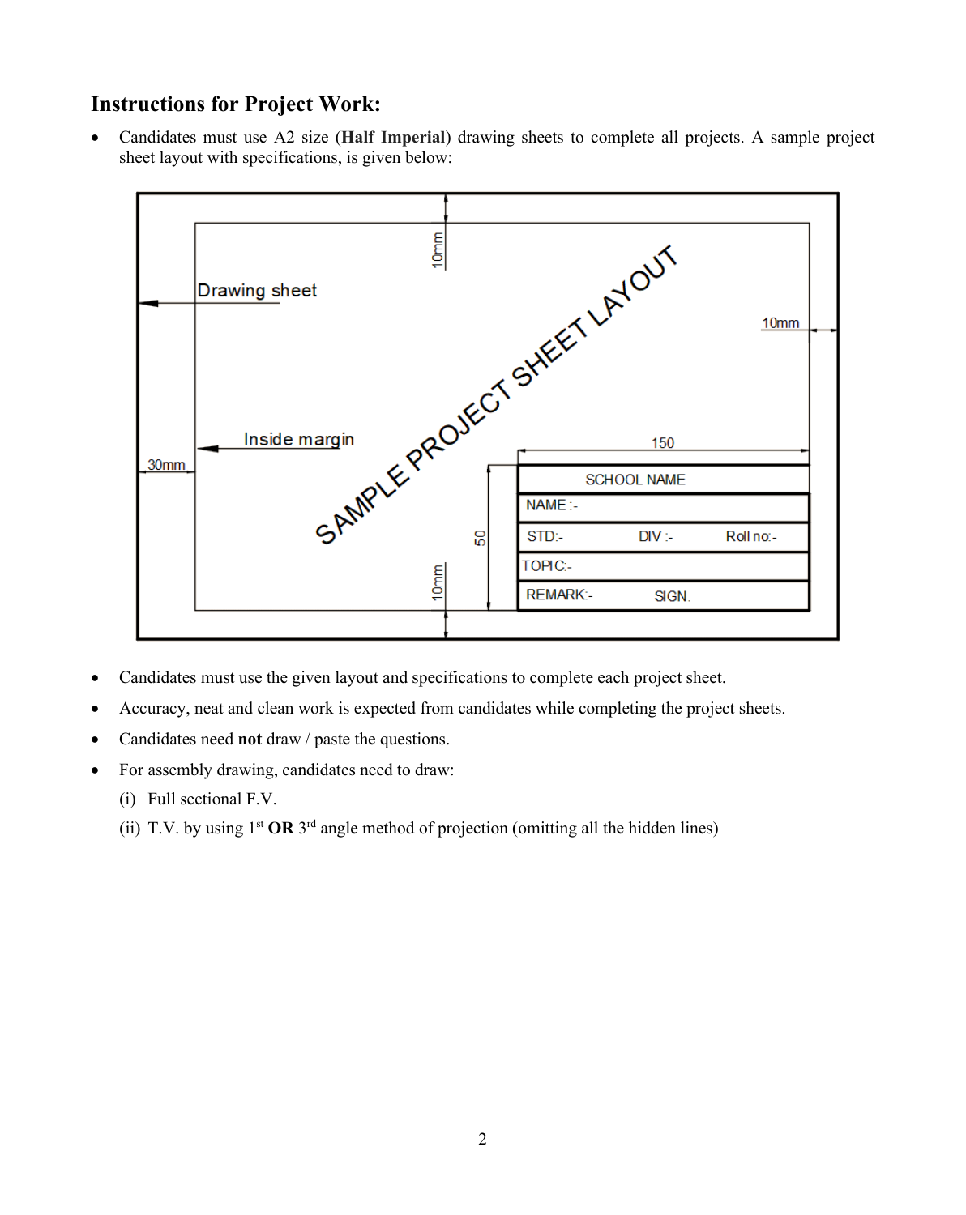## Instructions for Project Work:

- Candidates must use A2 size (**Half Imperial**) drawing sheets to complete all projects. A sample project sheet layout with specifications, is given below:

- Candidates must use the given layout and specifications to complete each project sheet.
- Accuracy, neat and clean work is expected from candidates while completing the project sheets.
- Candidates need **not** draw / paste the questions.
- For assembly drawing, candidates need to draw:
  - (i) Full sectional F.V.
  - (ii) T.V. by using 1st **OR** 3rd angle method of projection (omitting all the hidden lines)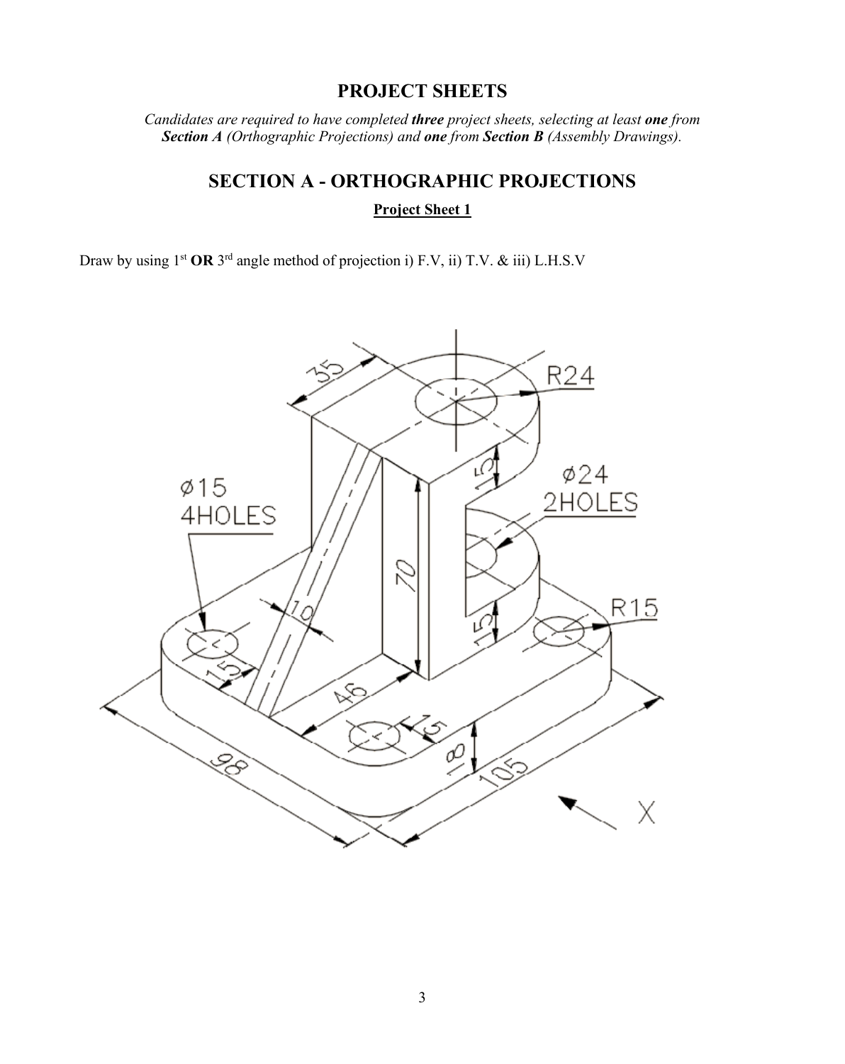## PROJECT SHEETS

*Candidates are required to have completed **three** project sheets, selecting at least **one** from **Section A** (Orthographic Projections) and **one** from **Section B** (Assembly Drawings).*

## SECTION A - ORTHOGRAPHIC PROJECTIONS

**Project Sheet 1**

Draw by using 1[st] **OR** 3[rd] angle method of projection i) F.V, ii) T.V. & iii) L.H.S.V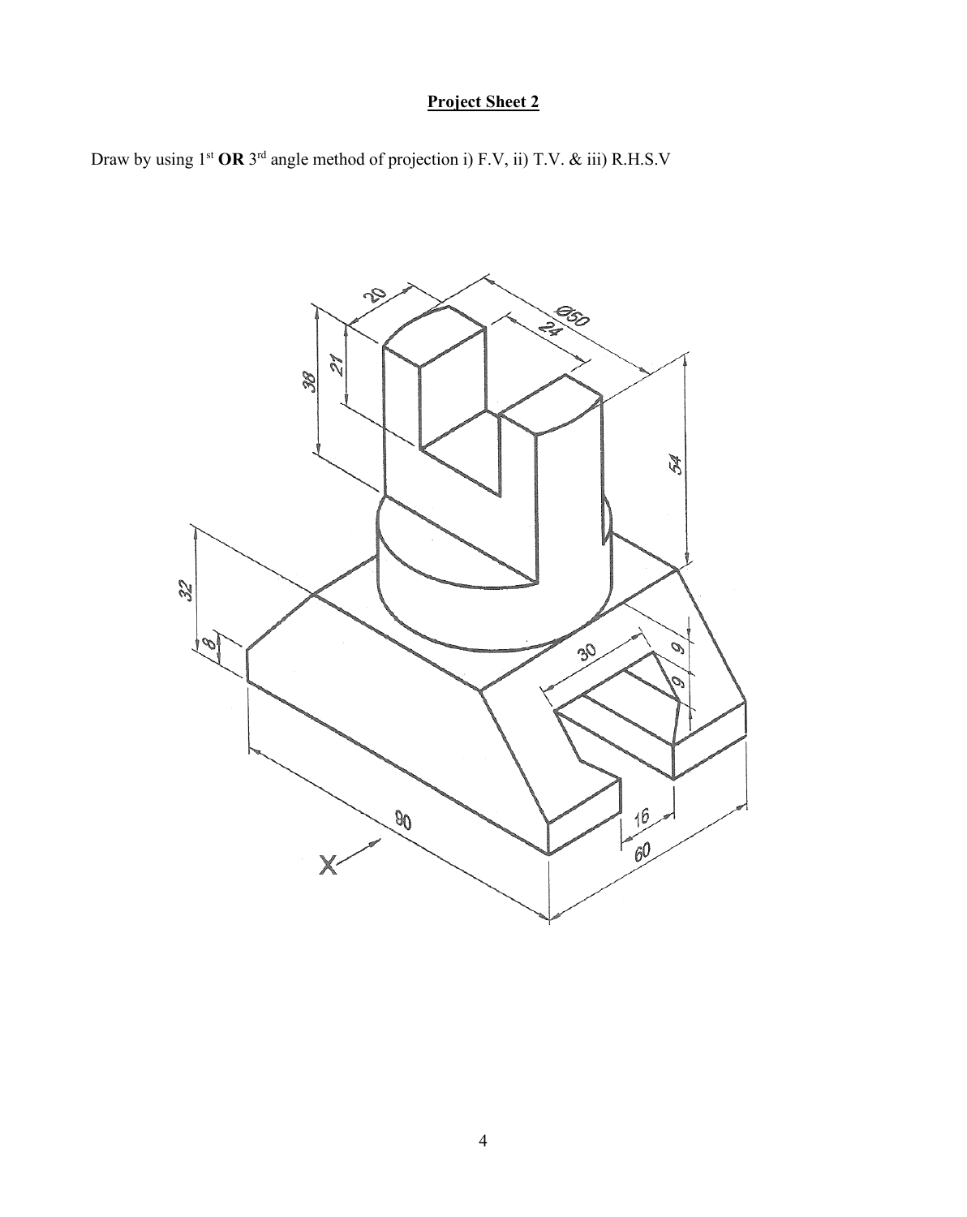## Project Sheet 2

Draw by using 1st **OR** 3rd angle method of projection i) F.V, ii) T.V. & iii) R.H.S.V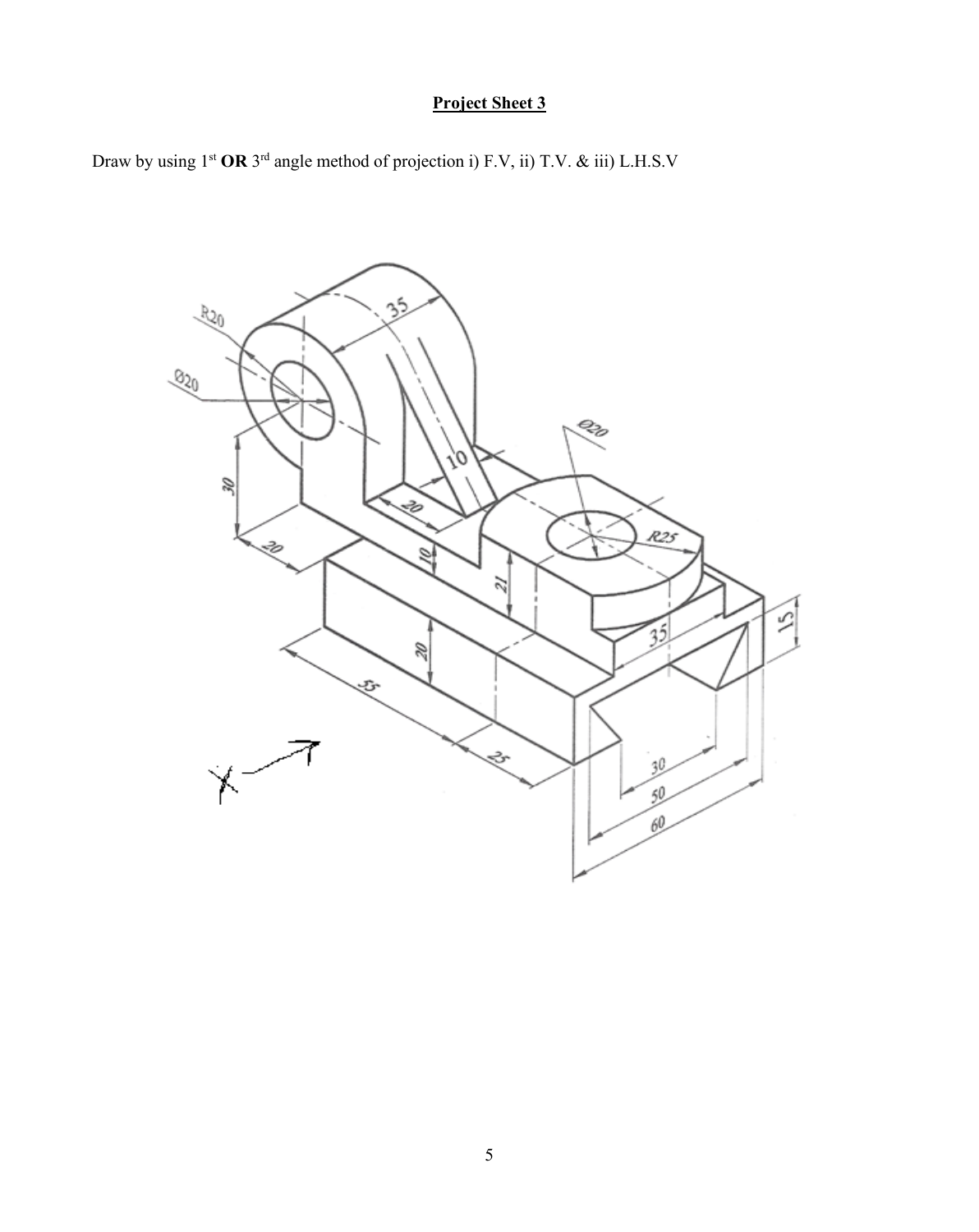## Project Sheet 3

Draw by using 1st **OR** 3rd angle method of projection i) F.V, ii) T.V. & iii) L.H.S.V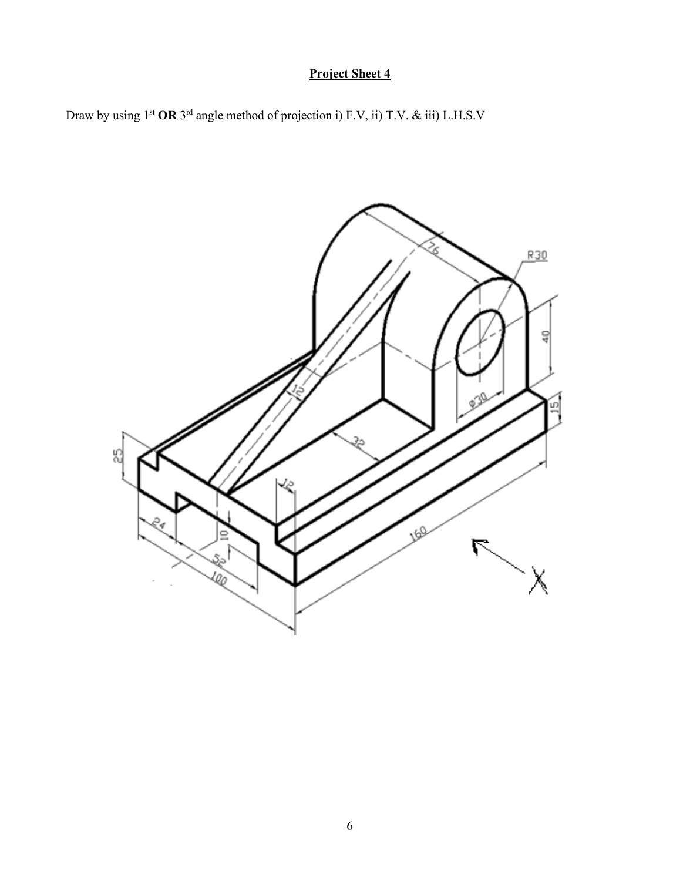# Project Sheet 4

Draw by using 1[st] **OR** 3[rd] angle method of projection i) F.V, ii) T.V. & iii) L.H.S.V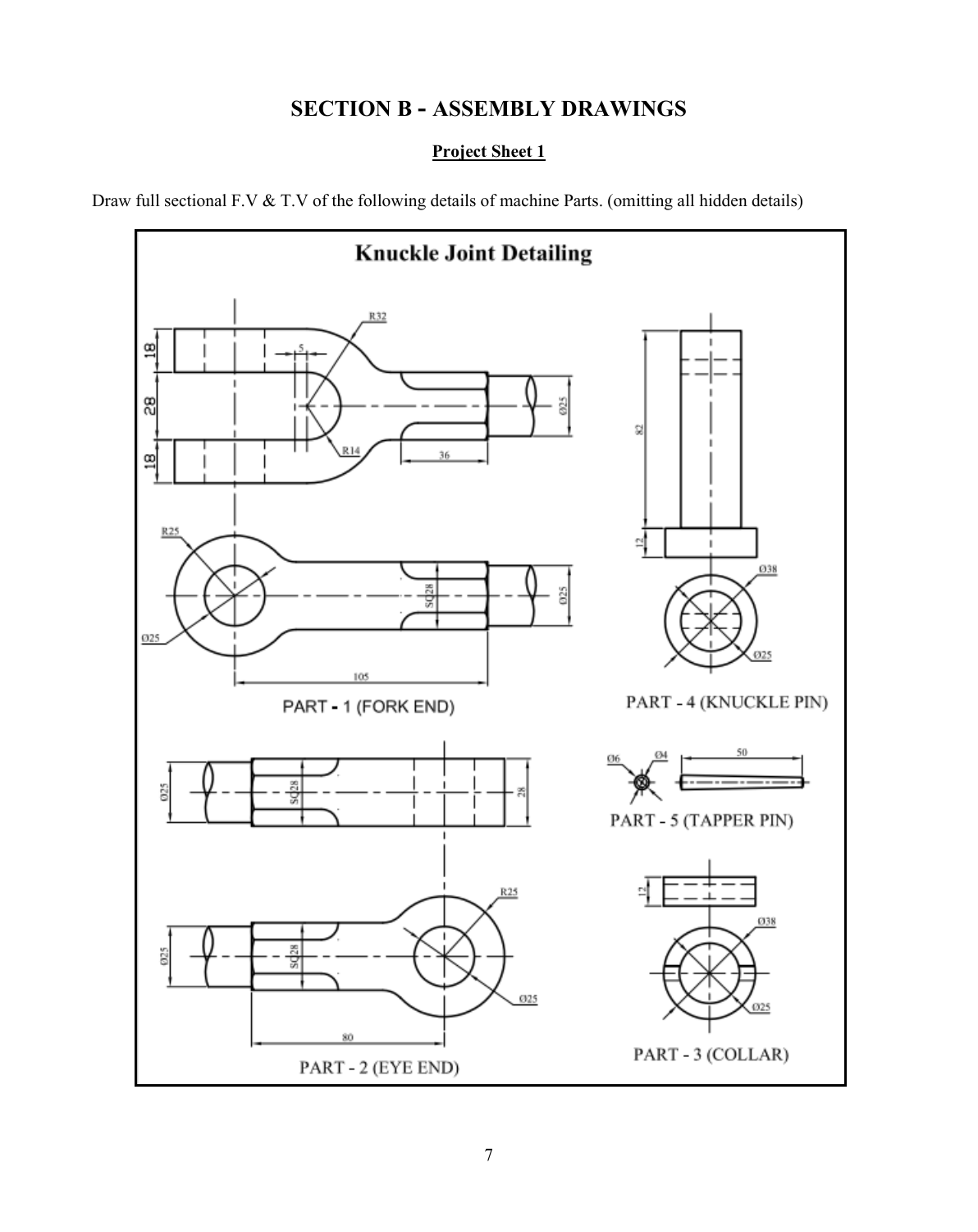# SECTION B - ASSEMBLY DRAWINGS

## Project Sheet 1

Draw full sectional F.V & T.V of the following details of machine Parts. (omitting all hidden details)

### Knuckle Joint Detailing

PART - 1 (FORK END)

PART - 2 (EYE END)

PART - 3 (COLLAR)

PART - 4 (KNUCKLE PIN)

PART - 5 (TAPPER PIN)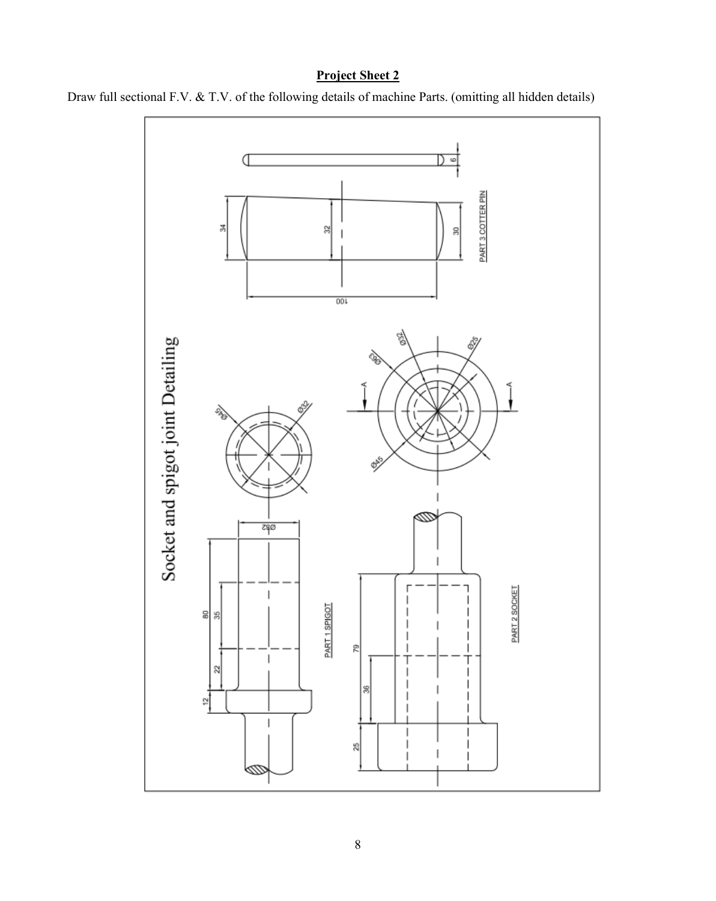## Project Sheet 2

Draw full sectional F.V. & T.V. of the following details of machine Parts. (omitting all hidden details)

Socket and spigot joint Detailing

PART 3 COTTER PIN

6

34

32

30

100

PART 1 SPIGOT

Ø45

Ø32

Ø32

80

35

22

12

PART 2 SOCKET

A

A

Ø63

Ø32

Ø25

Ø45

79

36

25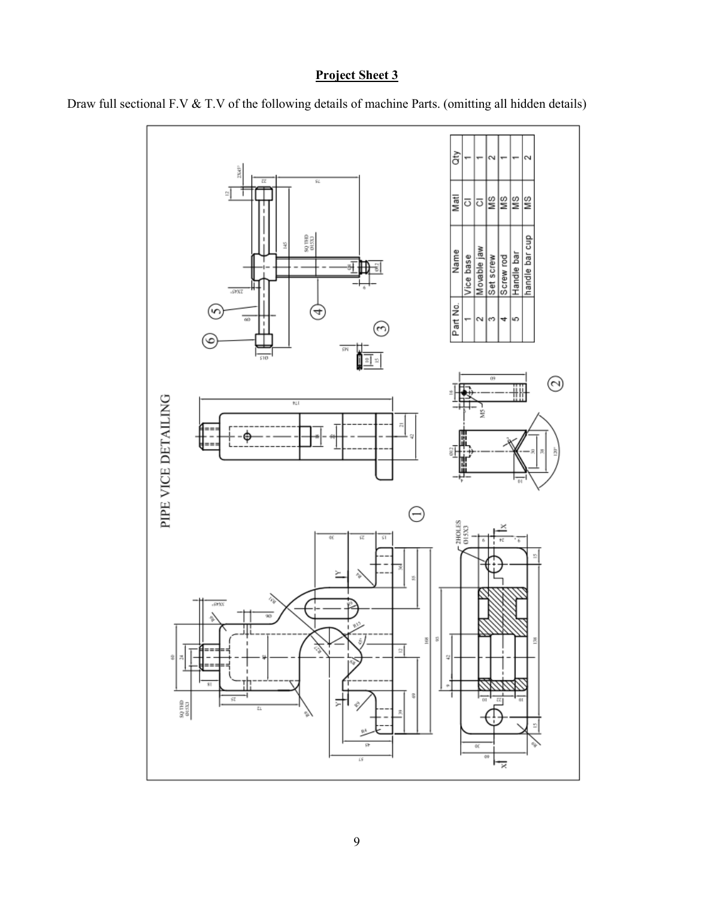## Project Sheet 3

Draw full sectional F.V & T.V of the following details of machine Parts. (omitting all hidden details)

PIPE VICE DETAILING

| Part No. | Name | Matl | Qty |
|---|---|---|---|
| 1 | Vice base | CI | 1 |
| 2 | Movable jaw | CI | 1 |
| 3 | Set screw | MS | 2 |
| 4 | Screw rod | MS | 1 |
| 5 | Handle bar | MS | 1 |
|  | handle bar cup | MS | 2 |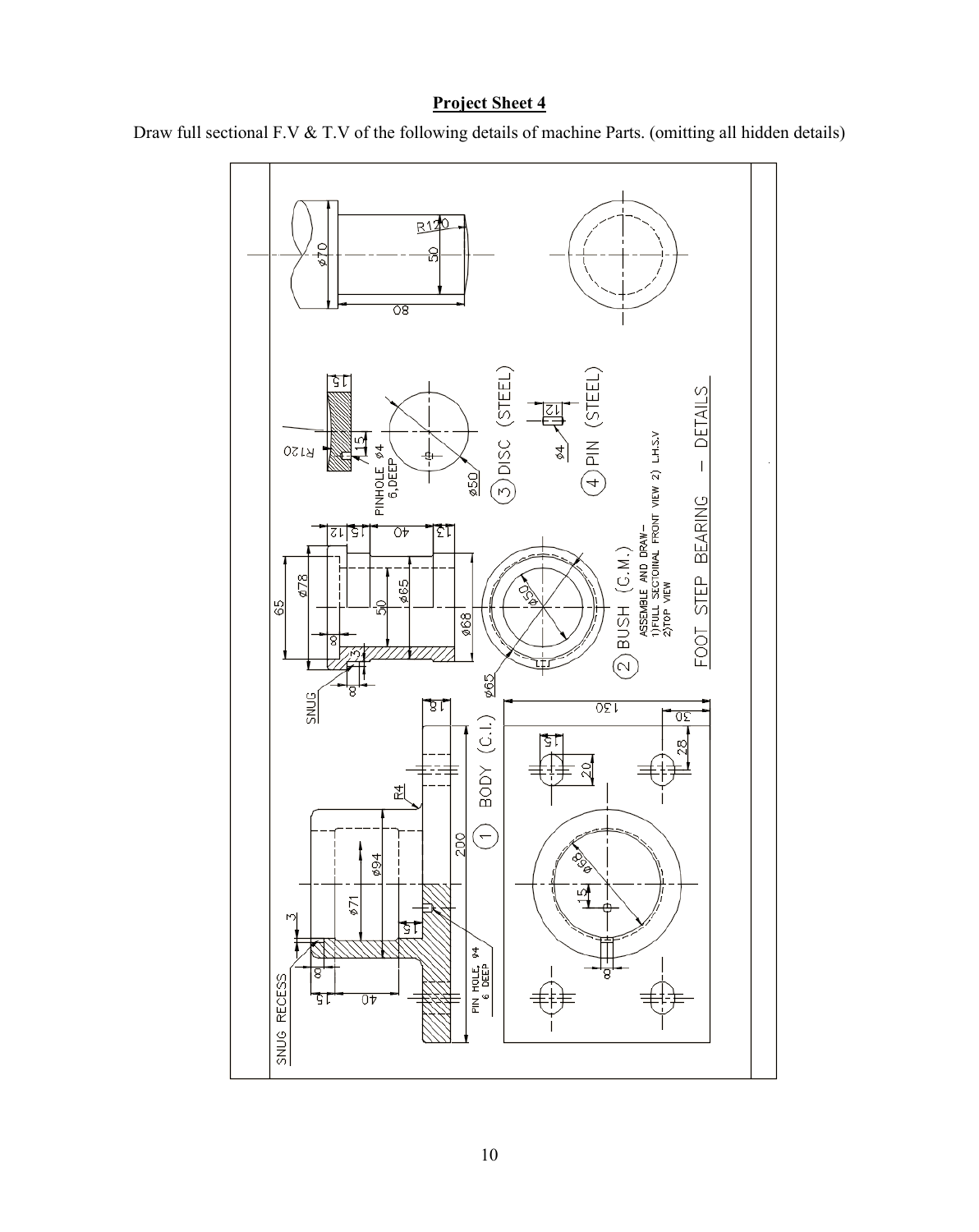**Project Sheet 4**

Draw full sectional F.V & T.V of the following details of machine Parts. (omitting all hidden details)

SNUG RECESS

3

8

15

40

ϕ71

ϕ94

R4

15

18

200

PIN HOLE, ϕ4 6 DEEP

① BODY (C.I.)

130

30

28

15

20

ϕ68

15

8

SNUG

65

ϕ78

8

3

8

12

15

40

13

50

ϕ65

ϕ68

ϕ65

ϕ50

② BUSH (G.M.)

ASSEMBLE AND DRAW–
1)FULL SECTOINAL FRONT VIEW 2) L.H.S.V
2)TOP VIEW

R120

15

15

PINHOLE ϕ4 6,DEEP

ϕ50

③ DISC (STEEL)

12

ϕ4

④ PIN (STEEL)

FOOT STEP BEARING — DETAILS

R120

ϕ70

50

80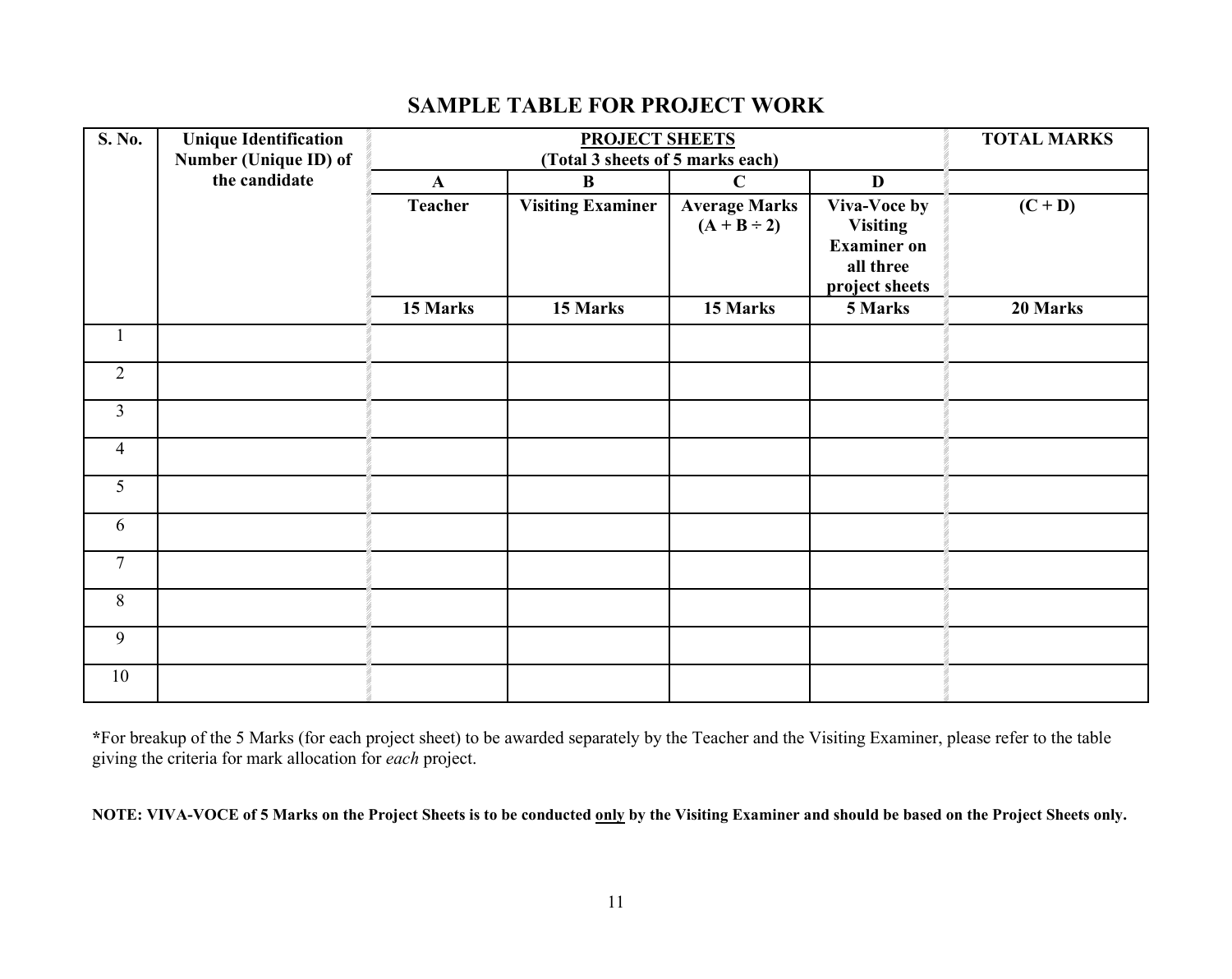# SAMPLE TABLE FOR PROJECT WORK

| S. No. | Unique Identification Number (Unique ID) of the candidate | PROJECT SHEETS (Total 3 sheets of 5 marks each) | | | | TOTAL MARKS |
|---|---|---|---|---|---|---|
| | | A | B | C | D | |
| | | Teacher | Visiting Examiner | Average Marks (A + B ÷ 2) | Viva-Voce by Visiting Examiner on all three project sheets | (C + D) |
| | | 15 Marks | 15 Marks | 15 Marks | 5 Marks | 20 Marks |
| 1 | | | | | | |
| 2 | | | | | | |
| 3 | | | | | | |
| 4 | | | | | | |
| 5 | | | | | | |
| 6 | | | | | | |
| 7 | | | | | | |
| 8 | | | | | | |
| 9 | | | | | | |
| 10 | | | | | | |

**\***For breakup of the 5 Marks (for each project sheet) to be awarded separately by the Teacher and the Visiting Examiner, please refer to the table giving the criteria for mark allocation for *each* project.

**NOTE: VIVA-VOCE of 5 Marks on the Project Sheets is to be conducted <u>only</u> by the Visiting Examiner and should be based on the Project Sheets only.**